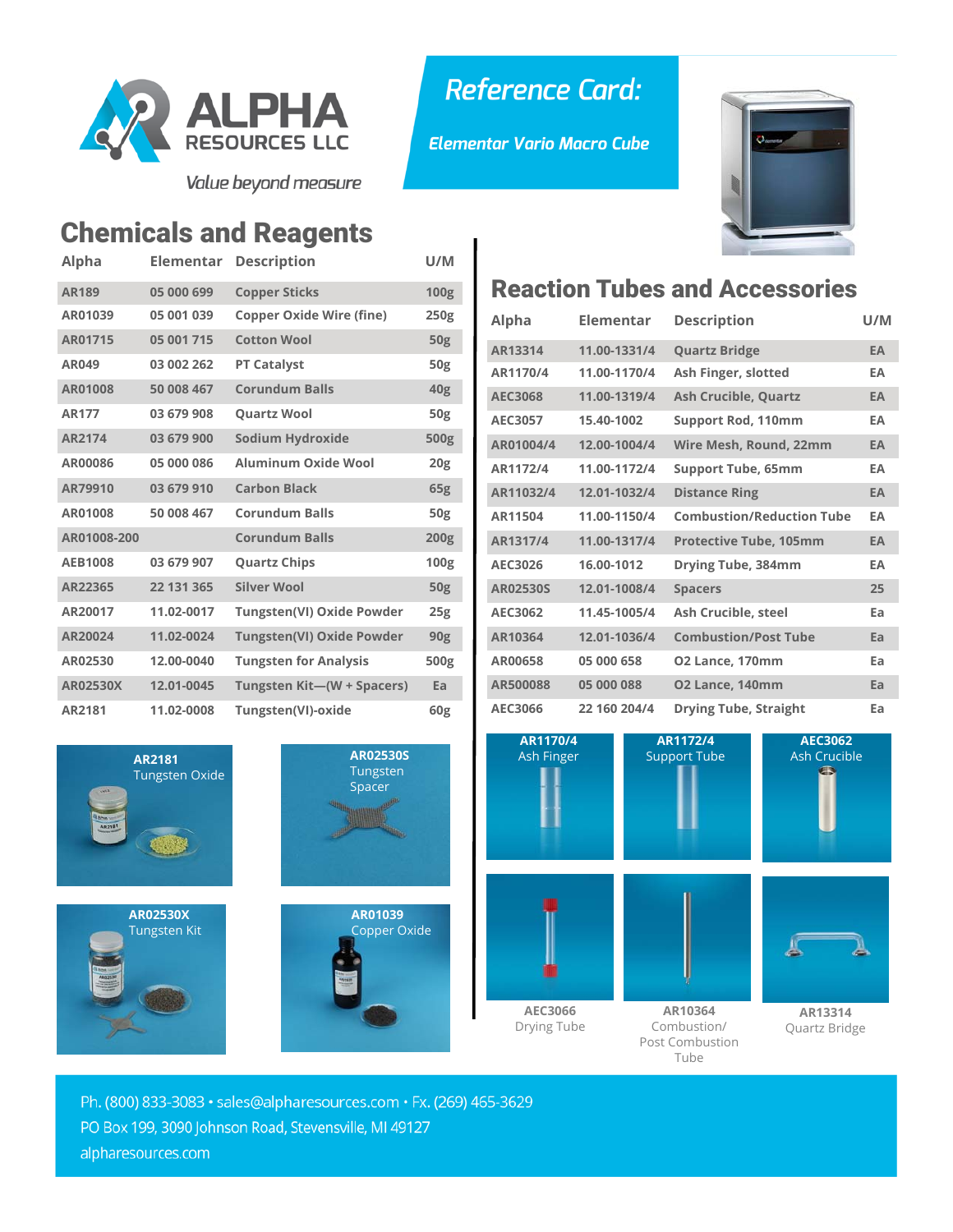# ALPHA RESOURCES LLC

*Value beyond measure*

## *Reference Card:*

***Elementar Vario Macro Cube***

## Chemicals and Reagents

| Alpha | Elementar | Description | U/M |
|---|---|---|---|
| AR189 | 05 000 699 | Copper Sticks | 100g |
| AR01039 | 05 001 039 | Copper Oxide Wire (fine) | 250g |
| AR01715 | 05 001 715 | Cotton Wool | 50g |
| AR049 | 03 002 262 | PT Catalyst | 50g |
| AR01008 | 50 008 467 | Corundum Balls | 40g |
| AR177 | 03 679 908 | Quartz Wool | 50g |
| AR2174 | 03 679 900 | Sodium Hydroxide | 500g |
| AR00086 | 05 000 086 | Aluminum Oxide Wool | 20g |
| AR79910 | 03 679 910 | Carbon Black | 65g |
| AR01008 | 50 008 467 | Corundum Balls | 50g |
| AR01008-200 | | Corundum Balls | 200g |
| AEB1008 | 03 679 907 | Quartz Chips | 100g |
| AR22365 | 22 131 365 | Silver Wool | 50g |
| AR20017 | 11.02-0017 | Tungsten(VI) Oxide Powder | 25g |
| AR20024 | 11.02-0024 | Tungsten(VI) Oxide Powder | 90g |
| AR02530 | 12.00-0040 | Tungsten for Analysis | 500g |
| AR02530X | 12.01-0045 | Tungsten Kit—(W + Spacers) | Ea |
| AR2181 | 11.02-0008 | Tungsten(VI)-oxide | 60g |

**AR2181**
Tungsten Oxide

**AR02530S**
Tungsten Spacer

**AR02530X**
Tungsten Kit

**AR01039**
Copper Oxide

## Reaction Tubes and Accessories

| Alpha | Elementar | Description | U/M |
|---|---|---|---|
| AR13314 | 11.00-1331/4 | Quartz Bridge | EA |
| AR1170/4 | 11.00-1170/4 | Ash Finger, slotted | EA |
| AEC3068 | 11.00-1319/4 | Ash Crucible, Quartz | EA |
| AEC3057 | 15.40-1002 | Support Rod, 110mm | EA |
| AR01004/4 | 12.00-1004/4 | Wire Mesh, Round, 22mm | EA |
| AR1172/4 | 11.00-1172/4 | Support Tube, 65mm | EA |
| AR11032/4 | 12.01-1032/4 | Distance Ring | EA |
| AR11504 | 11.00-1150/4 | Combustion/Reduction Tube | EA |
| AR1317/4 | 11.00-1317/4 | Protective Tube, 105mm | EA |
| AEC3026 | 16.00-1012 | Drying Tube, 384mm | EA |
| AR02530S | 12.01-1008/4 | Spacers | 25 |
| AEC3062 | 11.45-1005/4 | Ash Crucible, steel | Ea |
| AR10364 | 12.01-1036/4 | Combustion/Post Tube | Ea |
| AR00658 | 05 000 658 | O2 Lance, 170mm | Ea |
| AR500088 | 05 000 088 | O2 Lance, 140mm | Ea |
| AEC3066 | 22 160 204/4 | Drying Tube, Straight | Ea |

**AR1170/4**
Ash Finger

**AR1172/4**
Support Tube

**AEC3062**
Ash Crucible

**AEC3066**
Drying Tube

**AR10364**
Combustion/ Post Combustion Tube

**AR13314**
Quartz Bridge

Ph. (800) 833-3083 • sales@alpharesources.com • Fx. (269) 465-3629
PO Box 199, 3090 Johnson Road, Stevensville, MI 49127
alpharesources.com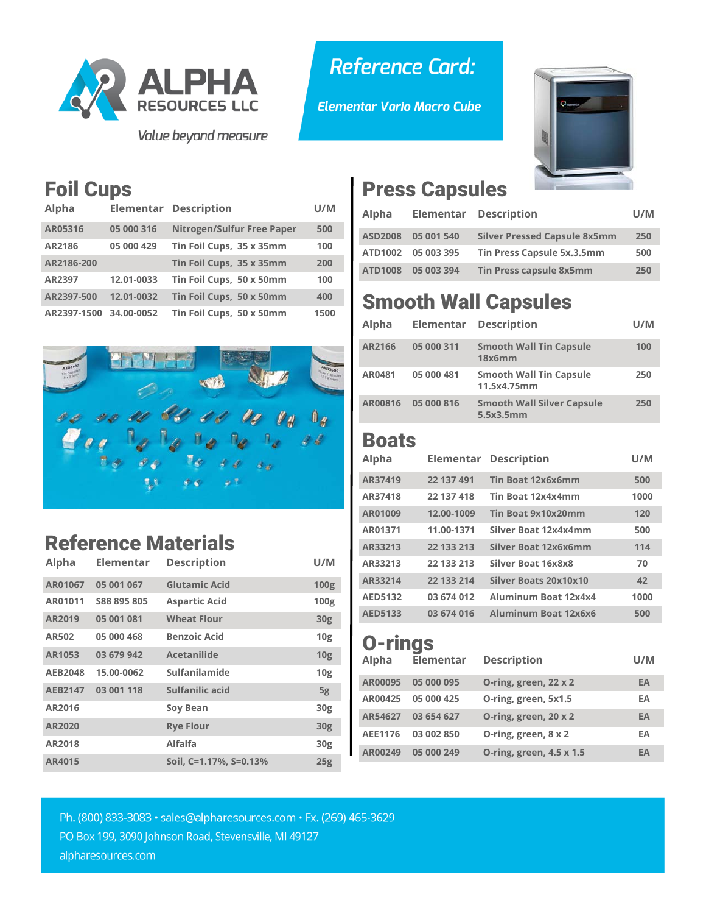ALPHA RESOURCES LLC

*Value beyond measure*

# Reference Card:

*Elementar Vario Macro Cube*

## Foil Cups

| Alpha | Elementar | Description | U/M |
|---|---|---|---|
| AR05316 | 05 000 316 | Nitrogen/Sulfur Free Paper | 500 |
| AR2186 | 05 000 429 | Tin Foil Cups, 35 x 35mm | 100 |
| AR2186-200 | | Tin Foil Cups, 35 x 35mm | 200 |
| AR2397 | 12.01-0033 | Tin Foil Cups, 50 x 50mm | 100 |
| AR2397-500 | 12.01-0032 | Tin Foil Cups, 50 x 50mm | 400 |
| AR2397-1500 | 34.00-0052 | Tin Foil Cups, 50 x 50mm | 1500 |

## Reference Materials

| Alpha | Elementar | Description | U/M |
|---|---|---|---|
| AR01067 | 05 001 067 | Glutamic Acid | 100g |
| AR01011 | S88 895 805 | Aspartic Acid | 100g |
| AR2019 | 05 001 081 | Wheat Flour | 30g |
| AR502 | 05 000 468 | Benzoic Acid | 10g |
| AR1053 | 03 679 942 | Acetanilide | 10g |
| AEB2048 | 15.00-0062 | Sulfanilamide | 10g |
| AEB2147 | 03 001 118 | Sulfanilic acid | 5g |
| AR2016 | | Soy Bean | 30g |
| AR2020 | | Rye Flour | 30g |
| AR2018 | | Alfalfa | 30g |
| AR4015 | | Soil, C=1.17%, S=0.13% | 25g |

## Press Capsules

| Alpha | Elementar | Description | U/M |
|---|---|---|---|
| ASD2008 | 05 001 540 | Silver Pressed Capsule 8x5mm | 250 |
| ATD1002 | 05 003 395 | Tin Press Capsule 5x3.5mm | 500 |
| ATD1008 | 05 003 394 | Tin Press capsule 8x5mm | 250 |

## Smooth Wall Capsules

| Alpha | Elementar | Description | U/M |
|---|---|---|---|
| AR2166 | 05 000 311 | Smooth Wall Tin Capsule 18x6mm | 100 |
| AR0481 | 05 000 481 | Smooth Wall Tin Capsule 11.5x4.75mm | 250 |
| AR00816 | 05 000 816 | Smooth Wall Silver Capsule 5.5x3.5mm | 250 |

## Boats

| Alpha | Elementar | Description | U/M |
|---|---|---|---|
| AR37419 | 22 137 491 | Tin Boat 12x6x6mm | 500 |
| AR37418 | 22 137 418 | Tin Boat 12x4x4mm | 1000 |
| AR01009 | 12.00-1009 | Tin Boat 9x10x20mm | 120 |
| AR01371 | 11.00-1371 | Silver Boat 12x4x4mm | 500 |
| AR33213 | 22 133 213 | Silver Boat 12x6x6mm | 114 |
| AR33213 | 22 133 213 | Silver Boat 16x8x8 | 70 |
| AR33214 | 22 133 214 | Silver Boats 20x10x10 | 42 |
| AED5132 | 03 674 012 | Aluminum Boat 12x4x4 | 1000 |
| AED5133 | 03 674 016 | Aluminum Boat 12x6x6 | 500 |

## O-rings

| Alpha | Elementar | Description | U/M |
|---|---|---|---|
| AR00095 | 05 000 095 | O-ring, green, 22 x 2 | EA |
| AR00425 | 05 000 425 | O-ring, green, 5x1.5 | EA |
| AR54627 | 03 654 627 | O-ring, green, 20 x 2 | EA |
| AEE1176 | 03 002 850 | O-ring, green, 8 x 2 | EA |
| AR00249 | 05 000 249 | O-ring, green, 4.5 x 1.5 | EA |

Ph. (800) 833-3083 • sales@alpharesources.com • Fx. (269) 465-3629
PO Box 199, 3090 Johnson Road, Stevensville, MI 49127
alpharesources.com